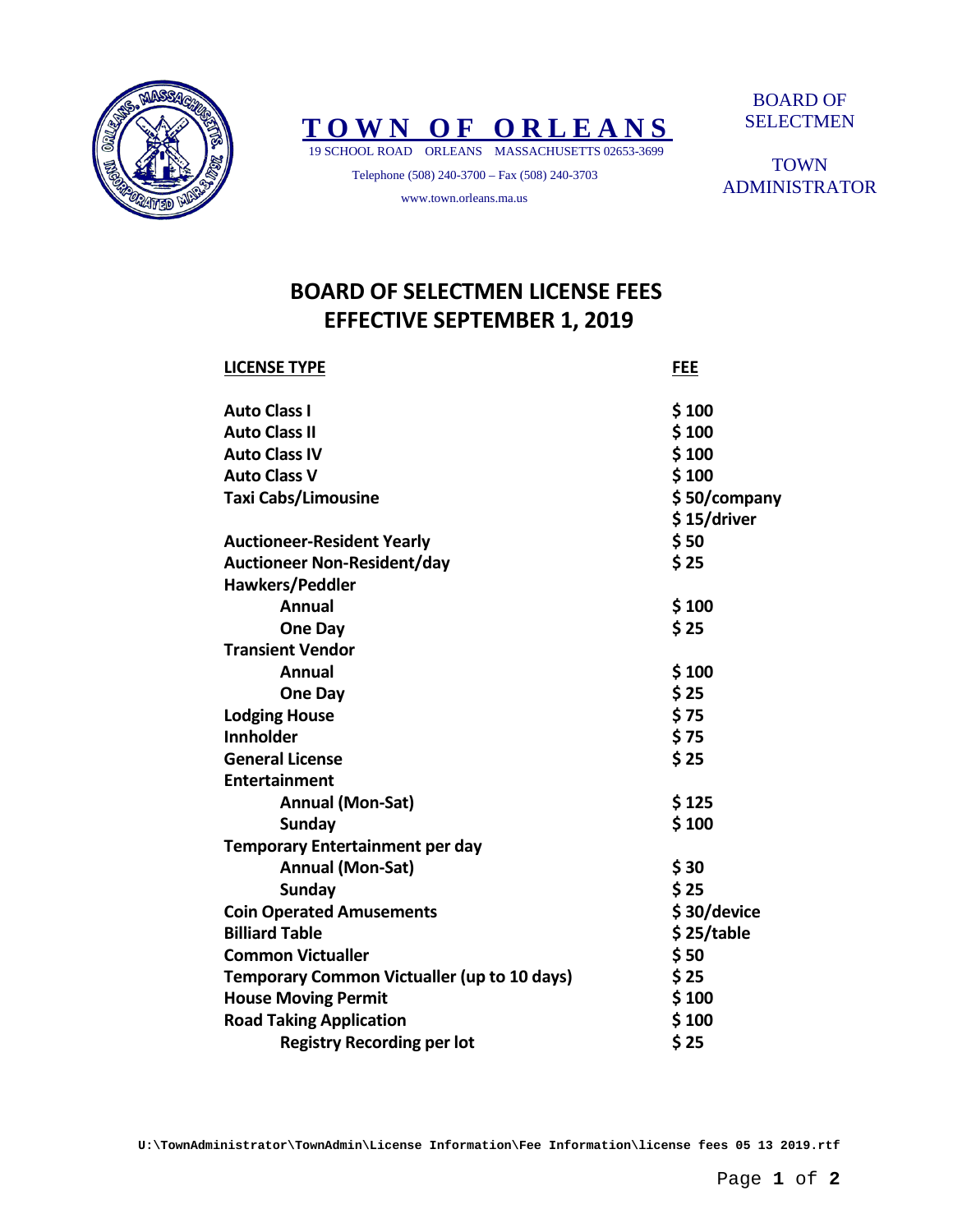**TOWN OF ORLEANS**

19 SCHOOL ROAD ORLEANS MASSACHUSETTS 02653-3699

Telephone (508) 240-3700 – Fax (508) 240-3703

www.town.orleans.ma.us

BOARD OF SELECTMEN

TOWN ADMINISTRATOR

# BOARD OF SELECTMEN LICENSE FEES
# EFFECTIVE SEPTEMBER 1, 2019

| LICENSE TYPE | FEE |
|---|---|
| **Auto Class I** | **$ 100** |
| **Auto Class II** | **$ 100** |
| **Auto Class IV** | **$ 100** |
| **Auto Class V** | **$ 100** |
| **Taxi Cabs/Limousine** | **$ 50/company** <br> **$ 15/driver** |
| **Auctioneer-Resident Yearly** | **$ 50** |
| **Auctioneer Non-Resident/day** | **$ 25** |
| **Hawkers/Peddler** | |
| &nbsp;&nbsp;&nbsp;&nbsp;**Annual** | **$ 100** |
| &nbsp;&nbsp;&nbsp;&nbsp;**One Day** | **$ 25** |
| **Transient Vendor** | |
| &nbsp;&nbsp;&nbsp;&nbsp;**Annual** | **$ 100** |
| &nbsp;&nbsp;&nbsp;&nbsp;**One Day** | **$ 25** |
| **Lodging House** | **$ 75** |
| **Innholder** | **$ 75** |
| **General License** | **$ 25** |
| **Entertainment** | |
| &nbsp;&nbsp;&nbsp;&nbsp;**Annual (Mon-Sat)** | **$ 125** |
| &nbsp;&nbsp;&nbsp;&nbsp;**Sunday** | **$ 100** |
| **Temporary Entertainment per day** | |
| &nbsp;&nbsp;&nbsp;&nbsp;**Annual (Mon-Sat)** | **$ 30** |
| &nbsp;&nbsp;&nbsp;&nbsp;**Sunday** | **$ 25** |
| **Coin Operated Amusements** | **$ 30/device** |
| **Billiard Table** | **$ 25/table** |
| **Common Victualler** | **$ 50** |
| **Temporary Common Victualler (up to 10 days)** | **$ 25** |
| **House Moving Permit** | **$ 100** |
| **Road Taking Application** | **$ 100** |
| &nbsp;&nbsp;&nbsp;&nbsp;**Registry Recording per lot** | **$ 25** |

U:\TownAdministrator\TownAdmin\License Information\Fee Information\license fees 05 13 2019.rtf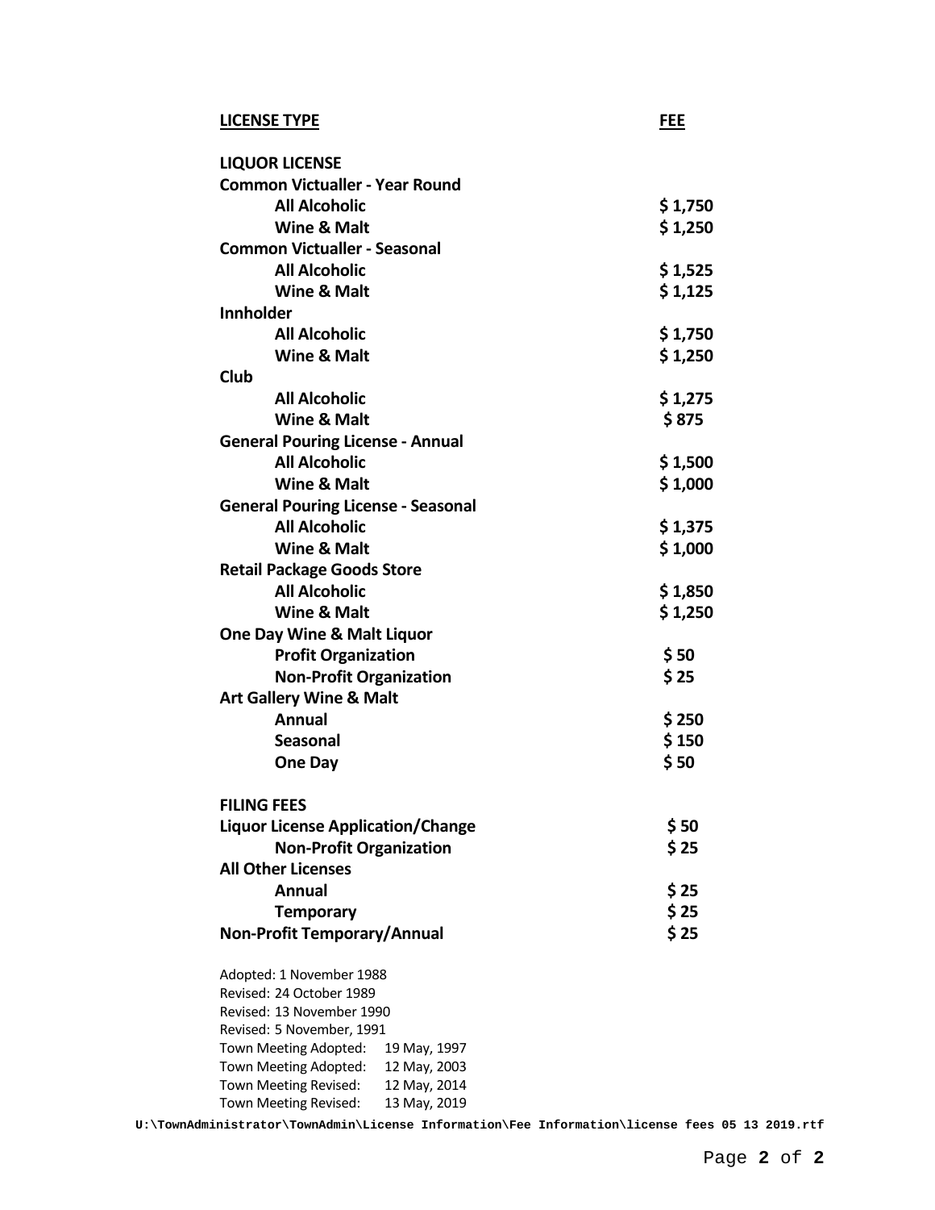| LICENSE TYPE | FEE |
| --- | --- |
| **LIQUOR LICENSE** | |
| **Common Victualler - Year Round** | |
| **All Alcoholic** | **$ 1,750** |
| **Wine & Malt** | **$ 1,250** |
| **Common Victualler - Seasonal** | |
| **All Alcoholic** | **$ 1,525** |
| **Wine & Malt** | **$ 1,125** |
| **Innholder** | |
| **All Alcoholic** | **$ 1,750** |
| **Wine & Malt** | **$ 1,250** |
| **Club** | |
| **All Alcoholic** | **$ 1,275** |
| **Wine & Malt** | **$ 875** |
| **General Pouring License - Annual** | |
| **All Alcoholic** | **$ 1,500** |
| **Wine & Malt** | **$ 1,000** |
| **General Pouring License - Seasonal** | |
| **All Alcoholic** | **$ 1,375** |
| **Wine & Malt** | **$ 1,000** |
| **Retail Package Goods Store** | |
| **All Alcoholic** | **$ 1,850** |
| **Wine & Malt** | **$ 1,250** |
| **One Day Wine & Malt Liquor** | |
| **Profit Organization** | **$ 50** |
| **Non-Profit Organization** | **$ 25** |
| **Art Gallery Wine & Malt** | |
| **Annual** | **$ 250** |
| **Seasonal** | **$ 150** |
| **One Day** | **$ 50** |
| **FILING FEES** | |
| **Liquor License Application/Change** | **$ 50** |
| **Non-Profit Organization** | **$ 25** |
| **All Other Licenses** | |
| **Annual** | **$ 25** |
| **Temporary** | **$ 25** |
| **Non-Profit Temporary/Annual** | **$ 25** |

Adopted: 1 November 1988
Revised: 24 October 1989
Revised: 13 November 1990
Revised: 5 November, 1991
Town Meeting Adopted: 19 May, 1997
Town Meeting Adopted: 12 May, 2003
Town Meeting Revised: 12 May, 2014
Town Meeting Revised: 13 May, 2019

U:\TownAdministrator\TownAdmin\License Information\Fee Information\license fees 05 13 2019.rtf